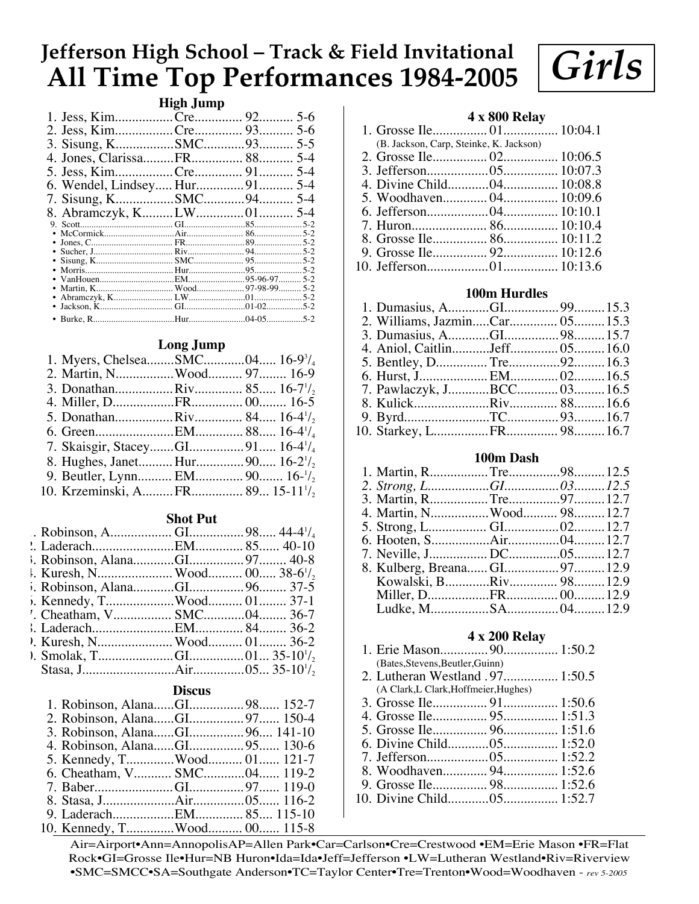# Jefferson High School – Track & Field Invitational

# All Time Top Performances 1984-2005

## *Girls*

### High Jump

| Rank | Name | School | Year | Mark |
|---|---|---|---|---|
| 1. | Jess, Kim | Cre | 92 | 5-6 |
| 2. | Jess, Kim | Cre | 93 | 5-6 |
| 3. | Sisung, K | SMC | 93 | 5-5 |
| 4. | Jones, Clarissa | FR | 88 | 5-4 |
| 5. | Jess, Kim | Cre | 91 | 5-4 |
| 6. | Wendel, Lindsey | Hur | 91 | 5-4 |
| 7. | Sisung, K | SMC | 94 | 5-4 |
| 8. | Abramczyk, K | LW | 01 | 5-4 |
| 9. | Scott | GI | 85 | 5-2 |
| • | McCormick | Air | 86 | 5-2 |
| • | Jones, C | FR | 89 | 5-2 |
| • | Sucher, J | Riv | 94 | 5-2 |
| • | Sisung, K | SMC | 95 | 5-2 |
| • | Morris | Hur | 95 | 5-2 |
| • | VanHouen | EM | 95-96-97 | 5-2 |
| • | Martin, K | Wood | 97-98-99 | 5-2 |
| • | Abramczyk, K | LW | 01 | 5-2 |
| • | Jackson, K | GI | 01-02 | 5-2 |
| • | Burke, R | Hur | 04-05 | 5-2 |

### Long Jump

| Rank | Name | School | Year | Mark |
|---|---|---|---|---|
| 1. | Myers, Chelsea | SMC | 04 | 16-9 3/4 |
| 2. | Martin, N | Wood | 97 | 16-9 |
| 3. | Donathan | Riv | 85 | 16-7 1/2 |
| 4. | Miller, D | FR | 00 | 16-5 |
| 5. | Donathan | Riv | 84 | 16-4 1/2 |
| 6. | Green | EM | 88 | 16-4 1/4 |
| 7. | Skaisgir, Stacey | GI | 91 | 16-4 1/4 |
| 8. | Hughes, Janet | Hur | 90 | 16-2 1/2 |
| 9. | Beutler, Lynn | EM | 90 | 16-1/2 |
| 10. | Krzeminski, A | FR | 89 | 15-11 1/2 |

### Shot Put

| Rank | Name | School | Year | Mark |
|---|---|---|---|---|
| 1. | Robinson, A | GI | 98 | 44-4 1/4 |
| 2. | Laderach | EM | 85 | 40-10 |
| 3. | Robinson, Alana | GI | 97 | 40-8 |
| 4. | Kuresh, N | Wood | 00 | 38-6 1/2 |
| 5. | Robinson, Alana | GI | 96 | 37-5 |
| 6. | Kennedy, T | Wood | 01 | 37-1 |
| 7. | Cheatham, V | SMC | 04 | 36-7 |
| 8. | Laderach | EM | 84 | 36-2 |
| 9. | Kuresh, N | Wood | 01 | 36-2 |
| 10. | Smolak, T | GI | 01 | 35-10 1/2 |
| | Stasa, J | Air | 05 | 35-10 1/2 |

### Discus

| Rank | Name | School | Year | Mark |
|---|---|---|---|---|
| 1. | Robinson, Alana | GI | 98 | 152-7 |
| 2. | Robinson, Alana | GI | 97 | 150-4 |
| 3. | Robinson, Alana | GI | 96 | 141-10 |
| 4. | Robinson, Alana | GI | 95 | 130-6 |
| 5. | Kennedy, T | Wood | 01 | 121-7 |
| 6. | Cheatham, V | SMC | 04 | 119-2 |
| 7. | Baber | GI | 97 | 119-0 |
| 8. | Stasa, J | Air | 05 | 116-2 |
| 9. | Laderach | EM | 85 | 115-10 |
| 10. | Kennedy, T | Wood | 00 | 115-8 |

### 4 x 800 Relay

| Rank | School | Year | Time |
|---|---|---|---|
| 1. | Grosse Ile (B. Jackson, Carp, Steinke, K. Jackson) | 01 | 10:04.1 |
| 2. | Grosse Ile | 02 | 10:06.5 |
| 3. | Jefferson | 05 | 10:07.3 |
| 4. | Divine Child | 04 | 10:08.8 |
| 5. | Woodhaven | 04 | 10:09.6 |
| 6. | Jefferson | 04 | 10:10.1 |
| 7. | Huron | 86 | 10:10.4 |
| 8. | Grosse Ile | 86 | 10:11.2 |
| 9. | Grosse Ile | 92 | 10:12.6 |
| 10. | Jefferson | 01 | 10:13.6 |

### 100m Hurdles

| Rank | Name | School | Year | Time |
|---|---|---|---|---|
| 1. | Dumasius, A | GI | 99 | 15.3 |
| 2. | Williams, Jazmin | Car | 05 | 15.3 |
| 3. | Dumasius, A | GI | 98 | 15.7 |
| 4. | Aniol, Caitlin | Jeff | 05 | 16.0 |
| 5. | Bentley, D | Tre | 92 | 16.3 |
| 6. | Hurst, J | EM | 02 | 16.5 |
| 7. | Pawlaczyk, J | BCC | 03 | 16.5 |
| 8. | Kulick | Riv | 88 | 16.6 |
| 9. | Byrd | TC | 93 | 16.7 |
| 10. | Starkey, L | FR | 98 | 16.7 |

### 100m Dash

| Rank | Name | School | Year | Time |
|---|---|---|---|---|
| 1. | Martin, R | Tre | 98 | 12.5 |
| *2.* | *Strong, L* | *GI* | *03* | *12.5* |
| 3. | Martin, R | Tre | 97 | 12.7 |
| 4. | Martin, N | Wood | 98 | 12.7 |
| 5. | Strong, L | GI | 02 | 12.7 |
| 6. | Hooten, S | Air | 04 | 12.7 |
| 7. | Neville, J | DC | 05 | 12.7 |
| 8. | Kulberg, Breana | GI | 97 | 12.9 |
| | Kowalski, B | Riv | 98 | 12.9 |
| | Miller, D | FR | 00 | 12.9 |
| | Ludke, M | SA | 04 | 12.9 |

### 4 x 200 Relay

| Rank | School | Year | Time |
|---|---|---|---|
| 1. | Erie Mason (Bates,Stevens,Beutler,Guinn) | 90 | 1:50.2 |
| 2. | Lutheran Westland (A Clark,L Clark,Hoffmeier,Hughes) | 97 | 1:50.5 |
| 3. | Grosse Ile | 91 | 1:50.6 |
| 4. | Grosse Ile | 95 | 1:51.3 |
| 5. | Grosse Ile | 96 | 1:51.6 |
| 6. | Divine Child | 05 | 1:52.0 |
| 7. | Jefferson | 05 | 1:52.2 |
| 8. | Woodhaven | 94 | 1:52.6 |
| 9. | Grosse Ile | 98 | 1:52.6 |
| 10. | Divine Child | 05 | 1:52.7 |

Air=Airport•Ann=AnnopolisAP=Allen Park•Car=Carlson•Cre=Crestwood •EM=Erie Mason •FR=Flat Rock•GI=Grosse Ile•Hur=NB Huron•Ida=Ida•Jeff=Jefferson •LW=Lutheran Westland•Riv=Riverview •SMC=SMCC•SA=Southgate Anderson•TC=Taylor Center•Tre=Trenton•Wood=Woodhaven - *rev 5-2005*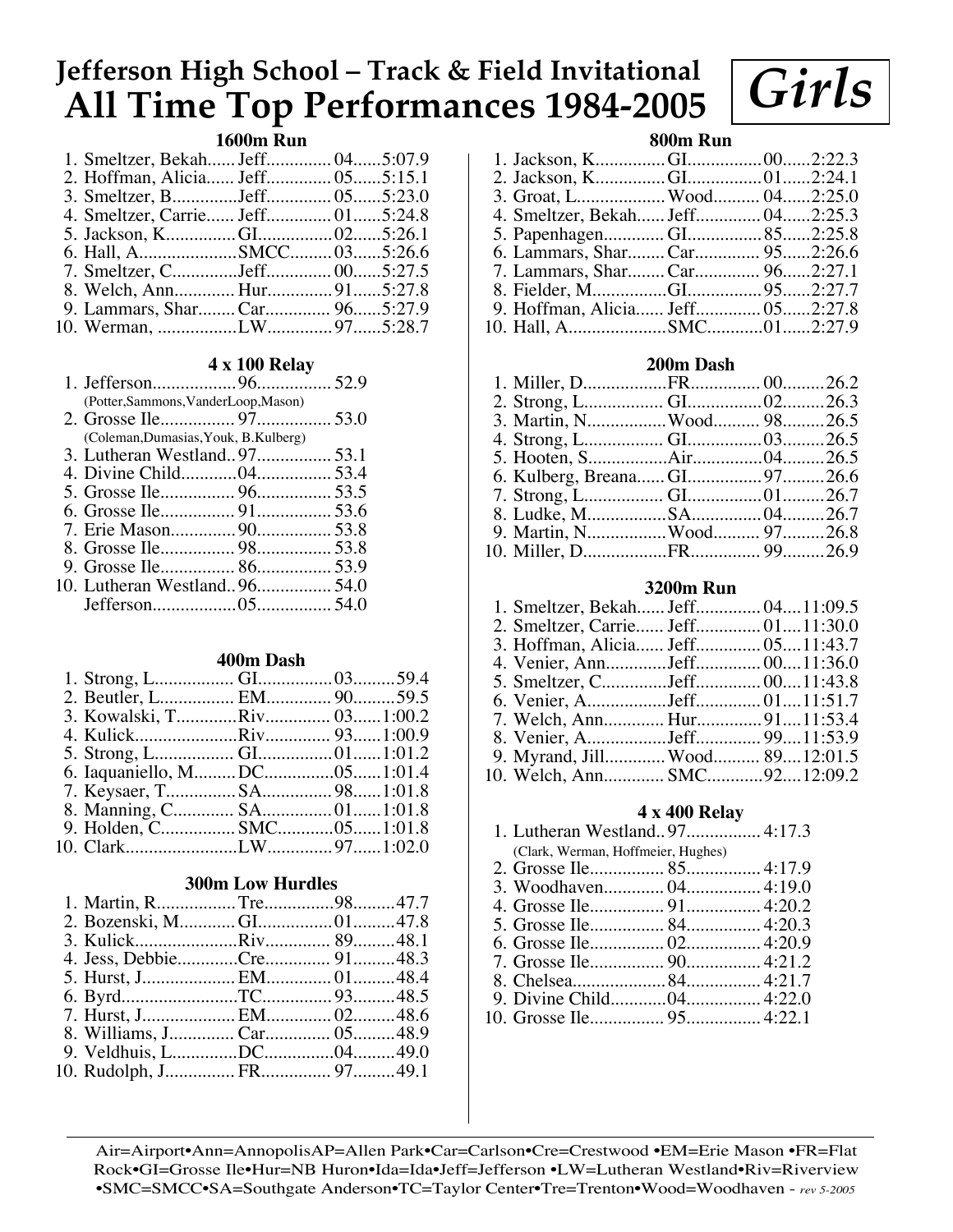# Jefferson High School – Track & Field Invitational
# All Time Top Performances 1984-2005

**Girls**

### 1600m Run

1. Smeltzer, Bekah...... Jeff............. 04......5:07.9
2. Hoffman, Alicia...... Jeff............. 05......5:15.1
3. Smeltzer, B..............Jeff............. 05......5:23.0
4. Smeltzer, Carrie...... Jeff............. 01......5:24.8
5. Jackson, K............... GI............... 02......5:26.1
6. Hall, A.....................SMCC......... 03......5:26.6
7. Smeltzer, C..............Jeff............. 00......5:27.5
8. Welch, Ann............. Hur............. 91......5:27.8
9. Lammars, Shar........ Car............. 96......5:27.9
10. Werman, .................LW............. 97......5:28.7

### 4 x 100 Relay

1. Jefferson.................. 96................ 52.9
   (Potter,Sammons,VanderLoop,Mason)
2. Grosse Ile................ 97................ 53.0
   (Coleman,Dumasias,Youk, B.Kulberg)
3. Lutheran Westland.. 97................ 53.1
4. Divine Child............04................ 53.4
5. Grosse Ile................ 96................ 53.5
6. Grosse Ile................ 91................ 53.6
7. Erie Mason.............. 90................ 53.8
8. Grosse Ile................ 98................ 53.8
9. Grosse Ile................ 86................ 53.9
10. Lutheran Westland.. 96................ 54.0
    Jefferson.................. 05................ 54.0

### 400m Dash

1. Strong, L................. GI............... 03.........59.4
2. Beutler, L................ EM............. 90.........59.5
3. Kowalski, T.............Riv............. 03......1:00.2
4. Kulick......................Riv............. 93......1:00.9
5. Strong, L................. GI............... 01......1:01.2
6. Iaquaniello, M......... DC...............05......1:01.4
7. Keysaer, T............... SA.............. 98......1:01.8
8. Manning, C............. SA.............. 01......1:01.8
9. Holden, C................ SMC............05......1:01.8
10. Clark........................LW............. 97......1:02.0

### 300m Low Hurdles

1. Martin, R.................Tre..............98.........47.7
2. Bozenski, M............ GI............... 01.........47.8
3. Kulick......................Riv............. 89.........48.1
4. Jess, Debbie.............Cre............. 91.........48.3
5. Hurst, J.................... EM............. 01.........48.4
6. Byrd.........................TC.............. 93.........48.5
7. Hurst, J.................... EM............. 02.........48.6
8. Williams, J.............. Car............. 05.........48.9
9. Veldhuis, L..............DC..............04.........49.0
10. Rudolph, J............... FR.............. 97.........49.1

### 800m Run

1. Jackson, K...............GI................00......2:22.3
2. Jackson, K...............GI................01......2:24.1
3. Groat, L...................Wood.......... 04......2:25.0
4. Smeltzer, Bekah...... Jeff.............. 04......2:25.3
5. Papenhagen............. GI................85......2:25.8
6. Lammars, Shar........ Car.............. 95......2:26.6
7. Lammars, Shar........ Car.............. 96......2:27.1
8. Fielder, M................GI................95......2:27.7
9. Hoffman, Alicia...... Jeff.............. 05......2:27.8
10. Hall, A.....................SMC............01......2:27.9

### 200m Dash

1. Miller, D..................FR............... 00.........26.2
2. Strong, L................. GI...............02.........26.3
3. Martin, N.................Wood.......... 98.........26.5
4. Strong, L................. GI................03.........26.5
5. Hooten, S.................Air..............04.........26.5
6. Kulberg, Breana...... GI................97.........26.6
7. Strong, L................. GI................01.........26.7
8. Ludke, M.................SA..............04.........26.7
9. Martin, N.................Wood.......... 97.........26.8
10. Miller, D..................FR.............. 99.........26.9

### 3200m Run

1. Smeltzer, Bekah...... Jeff.............. 04....11:09.5
2. Smeltzer, Carrie...... Jeff.............. 01....11:30.0
3. Hoffman, Alicia...... Jeff.............. 05....11:43.7
4. Venier, Ann.............Jeff.............. 00....11:36.0
5. Smeltzer, C..............Jeff.............. 00....11:43.8
6. Venier, A.................Jeff.............. 01....11:51.7
7. Welch, Ann............. Hur.............. 91....11:53.4
8. Venier, A.................Jeff.............. 99....11:53.9
9. Myrand, Jill.............Wood.......... 89....12:01.5
10. Welch, Ann............. SMC............92....12:09.2

### 4 x 400 Relay

1. Lutheran Westland.. 97................ 4:17.3
   (Clark, Werman, Hoffmeier, Hughes)
2. Grosse Ile................ 85................ 4:17.9
3. Woodhaven............. 04................ 4:19.0
4. Grosse Ile................ 91................ 4:20.2
5. Grosse Ile................ 84................ 4:20.3
6. Grosse Ile................ 02................ 4:20.9
7. Grosse Ile................ 90................ 4:21.2
8. Chelsea.................... 84................ 4:21.7
9. Divine Child............04................ 4:22.0
10. Grosse Ile................ 95................ 4:22.1

Air=Airport•Ann=AnnopolisAP=Allen Park•Car=Carlson•Cre=Crestwood •EM=Erie Mason •FR=Flat Rock•GI=Grosse Ile•Hur=NB Huron•Ida=Ida•Jeff=Jefferson •LW=Lutheran Westland•Riv=Riverview •SMC=SMCC•SA=Southgate Anderson•TC=Taylor Center•Tre=Trenton•Wood=Woodhaven - *rev 5-2005*